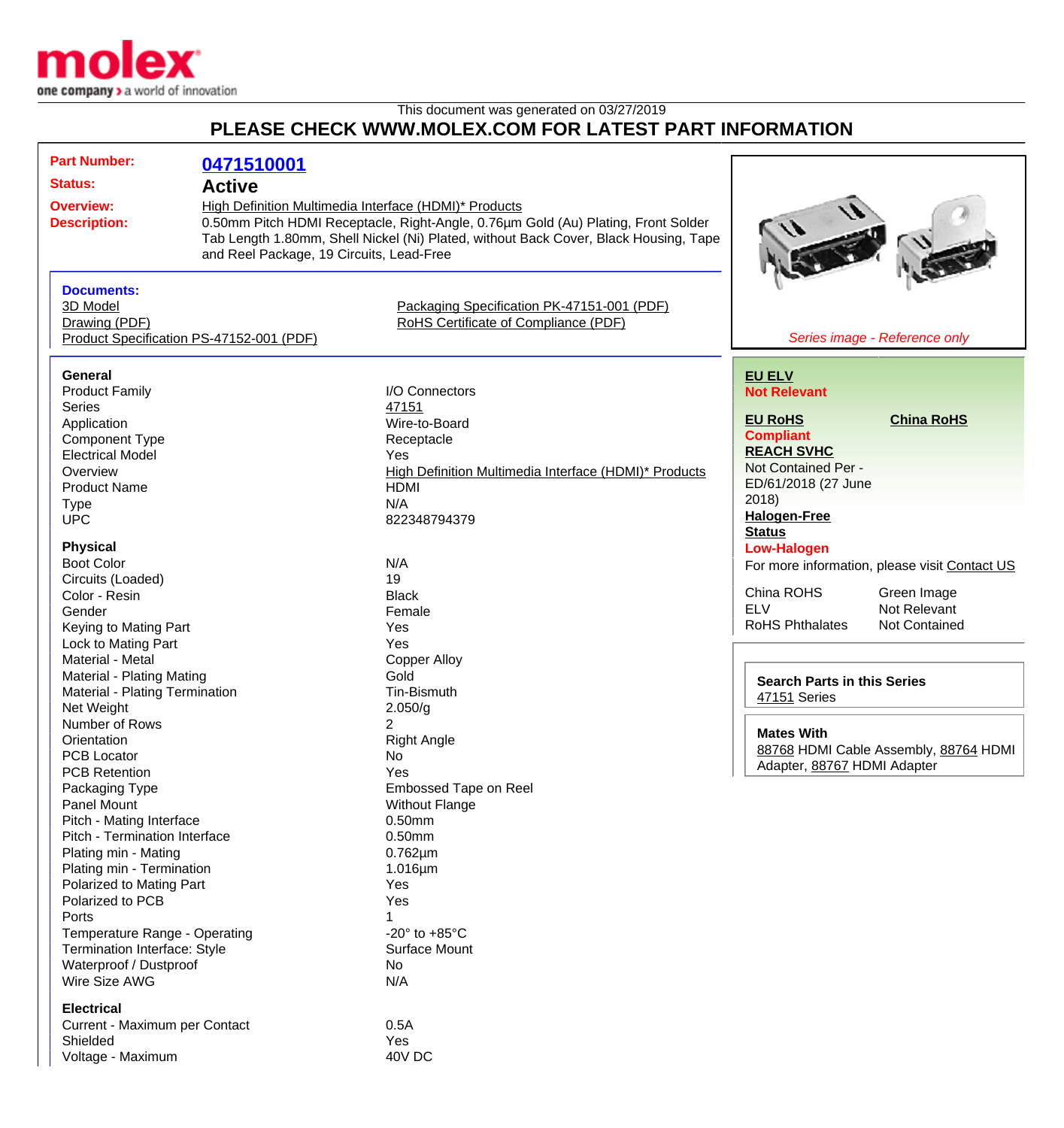This document was generated on 03/27/2019

## PLEASE CHECK WWW.MOLEX.COM FOR LATEST PART INFORMATION

**Part Number:** 0471510001

**Status:** Active

**Overview:** High Definition Multimedia Interface (HDMI)* Products

**Description:** 0.50mm Pitch HDMI Receptacle, Right-Angle, 0.76µm Gold (Au) Plating, Front Solder Tab Length 1.80mm, Shell Nickel (Ni) Plated, without Back Cover, Black Housing, Tape and Reel Package, 19 Circuits, Lead-Free

*Series image - Reference only*

**Documents:**

- 3D Model
- Drawing (PDF)
- Product Specification PS-47152-001 (PDF)
- Packaging Specification PK-47151-001 (PDF)
- RoHS Certificate of Compliance (PDF)

**EU ELV**
Not Relevant

**EU RoHS**
Compliant

**China RoHS**

**REACH SVHC**
Not Contained Per - ED/61/2018 (27 June 2018)

**Halogen-Free Status**
Low-Halogen

For more information, please visit Contact US

| | |
|---|---|
| China ROHS | Green Image |
| ELV | Not Relevant |
| RoHS Phthalates | Not Contained |

**Search Parts in this Series**
47151 Series

**Mates With**
88768 HDMI Cable Assembly, 88764 HDMI Adapter, 88767 HDMI Adapter

### General

| | |
|---|---|
| Product Family | I/O Connectors |
| Series | 47151 |
| Application | Wire-to-Board |
| Component Type | Receptacle |
| Electrical Model | Yes |
| Overview | High Definition Multimedia Interface (HDMI)* Products |
| Product Name | HDMI |
| Type | N/A |
| UPC | 822348794379 |

### Physical

| | |
|---|---|
| Boot Color | N/A |
| Circuits (Loaded) | 19 |
| Color - Resin | Black |
| Gender | Female |
| Keying to Mating Part | Yes |
| Lock to Mating Part | Yes |
| Material - Metal | Copper Alloy |
| Material - Plating Mating | Gold |
| Material - Plating Termination | Tin-Bismuth |
| Net Weight | 2.050/g |
| Number of Rows | 2 |
| Orientation | Right Angle |
| PCB Locator | No |
| PCB Retention | Yes |
| Packaging Type | Embossed Tape on Reel |
| Panel Mount | Without Flange |
| Pitch - Mating Interface | 0.50mm |
| Pitch - Termination Interface | 0.50mm |
| Plating min - Mating | 0.762µm |
| Plating min - Termination | 1.016µm |
| Polarized to Mating Part | Yes |
| Polarized to PCB | Yes |
| Ports | 1 |
| Temperature Range - Operating | -20° to +85°C |
| Termination Interface: Style | Surface Mount |
| Waterproof / Dustproof | No |
| Wire Size AWG | N/A |

### Electrical

| | |
|---|---|
| Current - Maximum per Contact | 0.5A |
| Shielded | Yes |
| Voltage - Maximum | 40V DC |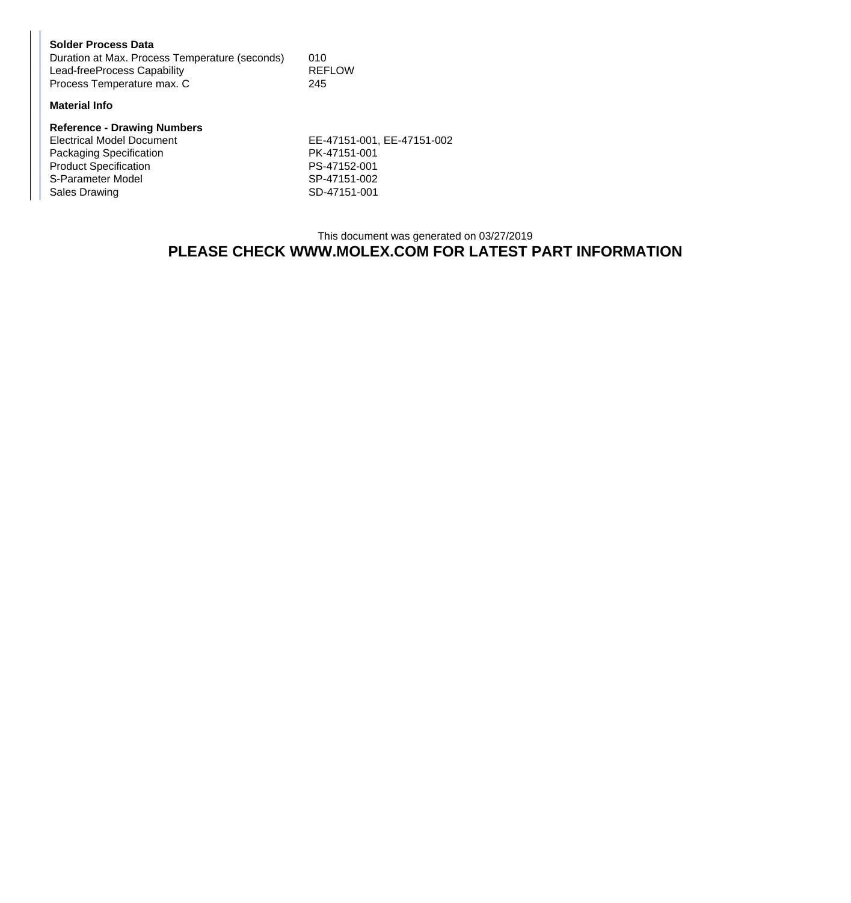**Solder Process Data**

| | |
|---|---|
| Duration at Max. Process Temperature (seconds) | 010 |
| Lead-freeProcess Capability | REFLOW |
| Process Temperature max. C | 245 |

**Material Info**

**Reference - Drawing Numbers**

| | |
|---|---|
| Electrical Model Document | EE-47151-001, EE-47151-002 |
| Packaging Specification | PK-47151-001 |
| Product Specification | PS-47152-001 |
| S-Parameter Model | SP-47151-002 |
| Sales Drawing | SD-47151-001 |

This document was generated on 03/27/2019

**PLEASE CHECK WWW.MOLEX.COM FOR LATEST PART INFORMATION**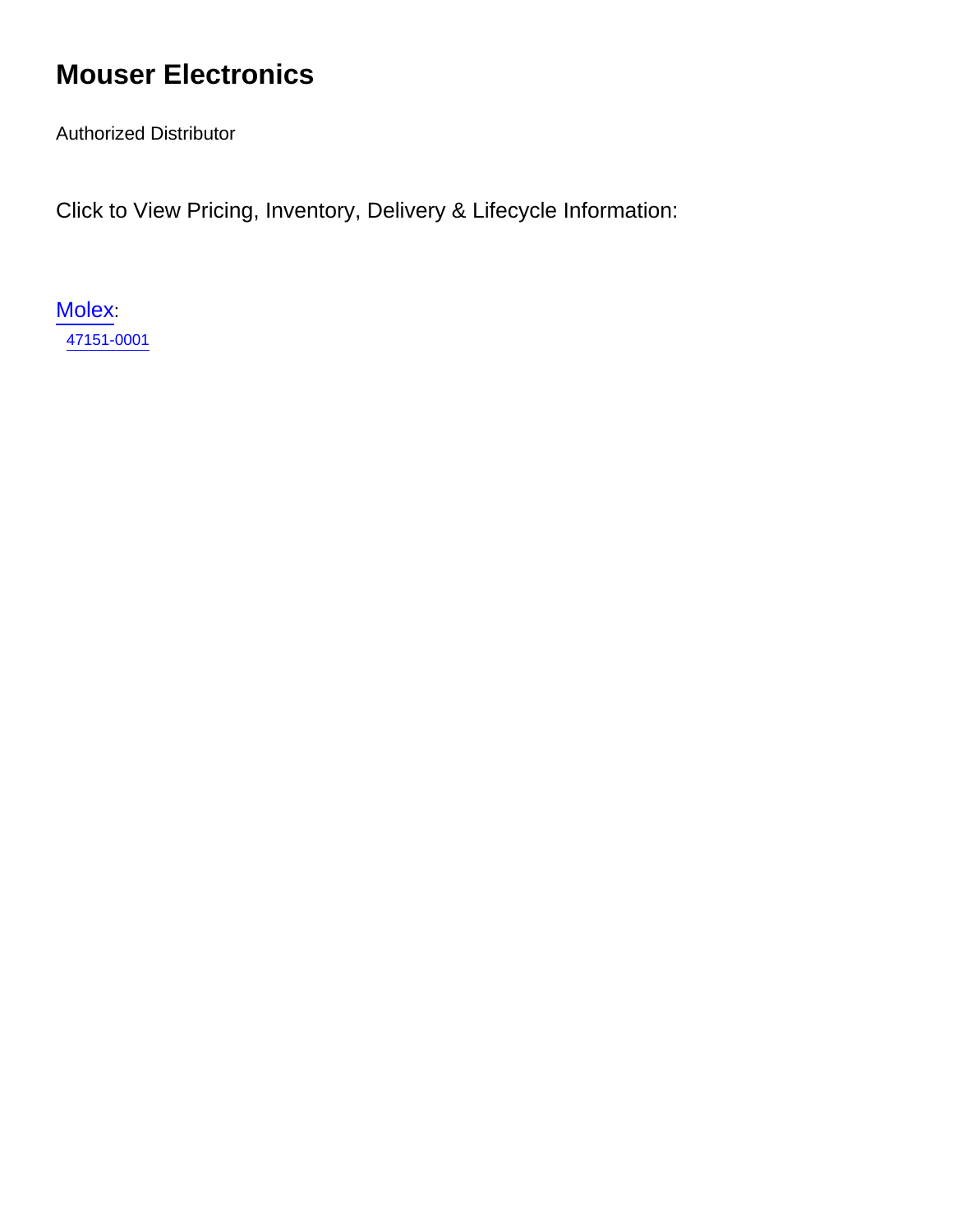# Mouser Electronics

Authorized Distributor

Click to View Pricing, Inventory, Delivery & Lifecycle Information:

Molex:

47151-0001